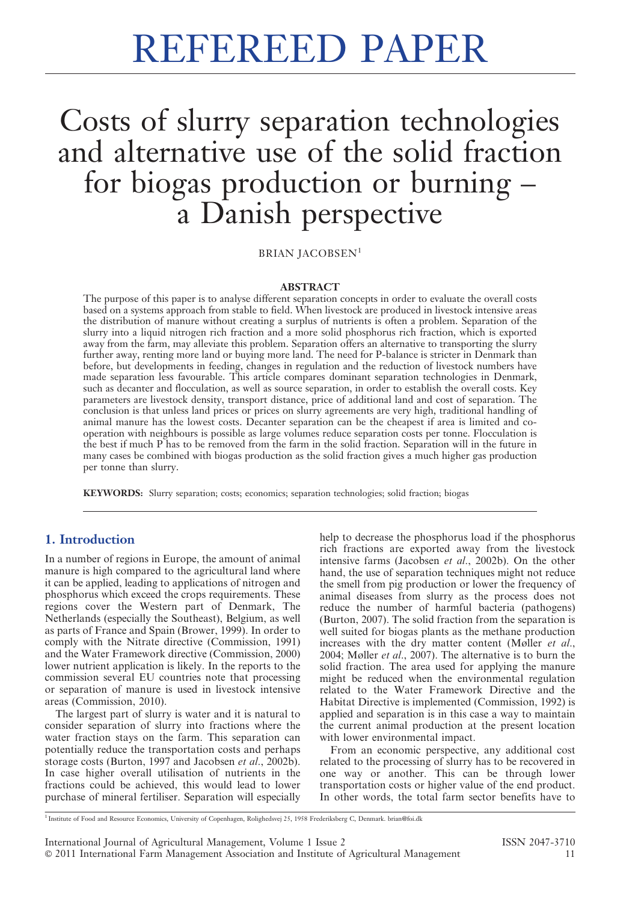# REFEREED PAPER

# Costs of slurry separation technologies and alternative use of the solid fraction for biogas production or burning – a Danish perspective

BRIAN JACOBSEN[1]

## ABSTRACT

The purpose of this paper is to analyse different separation concepts in order to evaluate the overall costs based on a systems approach from stable to field. When livestock are produced in livestock intensive areas the distribution of manure without creating a surplus of nutrients is often a problem. Separation of the slurry into a liquid nitrogen rich fraction and a more solid phosphorus rich fraction, which is exported away from the farm, may alleviate this problem. Separation offers an alternative to transporting the slurry further away, renting more land or buying more land. The need for P-balance is stricter in Denmark than before, but developments in feeding, changes in regulation and the reduction of livestock numbers have made separation less favourable. This article compares dominant separation technologies in Denmark, such as decanter and flocculation, as well as source separation, in order to establish the overall costs. Key parameters are livestock density, transport distance, price of additional land and cost of separation. The conclusion is that unless land prices or prices on slurry agreements are very high, traditional handling of animal manure has the lowest costs. Decanter separation can be the cheapest if area is limited and co-operation with neighbours is possible as large volumes reduce separation costs per tonne. Flocculation is the best if much P has to be removed from the farm in the solid fraction. Separation will in the future in many cases be combined with biogas production as the solid fraction gives a much higher gas production per tonne than slurry.

**KEYWORDS:** Slurry separation; costs; economics; separation technologies; solid fraction; biogas

## 1. Introduction

In a number of regions in Europe, the amount of animal manure is high compared to the agricultural land where it can be applied, leading to applications of nitrogen and phosphorus which exceed the crops requirements. These regions cover the Western part of Denmark, The Netherlands (especially the Southeast), Belgium, as well as parts of France and Spain (Brower, 1999). In order to comply with the Nitrate directive (Commission, 1991) and the Water Framework directive (Commission, 2000) lower nutrient application is likely. In the reports to the commission several EU countries note that processing or separation of manure is used in livestock intensive areas (Commission, 2010).

The largest part of slurry is water and it is natural to consider separation of slurry into fractions where the water fraction stays on the farm. This separation can potentially reduce the transportation costs and perhaps storage costs (Burton, 1997 and Jacobsen *et al*., 2002b). In case higher overall utilisation of nutrients in the fractions could be achieved, this would lead to lower purchase of mineral fertiliser. Separation will especially help to decrease the phosphorus load if the phosphorus rich fractions are exported away from the livestock intensive farms (Jacobsen *et al*., 2002b). On the other hand, the use of separation techniques might not reduce the smell from pig production or lower the frequency of animal diseases from slurry as the process does not reduce the number of harmful bacteria (pathogens) (Burton, 2007). The solid fraction from the separation is well suited for biogas plants as the methane production increases with the dry matter content (Møller *et al*., 2004; Møller *et al*., 2007). The alternative is to burn the solid fraction. The area used for applying the manure might be reduced when the environmental regulation related to the Water Framework Directive and the Habitat Directive is implemented (Commission, 1992) is applied and separation is in this case a way to maintain the current animal production at the present location with lower environmental impact.

From an economic perspective, any additional cost related to the processing of slurry has to be recovered in one way or another. This can be through lower transportation costs or higher value of the end product. In other words, the total farm sector benefits have to

[1] Institute of Food and Resource Economics, University of Copenhagen, Rolighedsvej 25, 1958 Frederiksberg C, Denmark. brian@foi.dk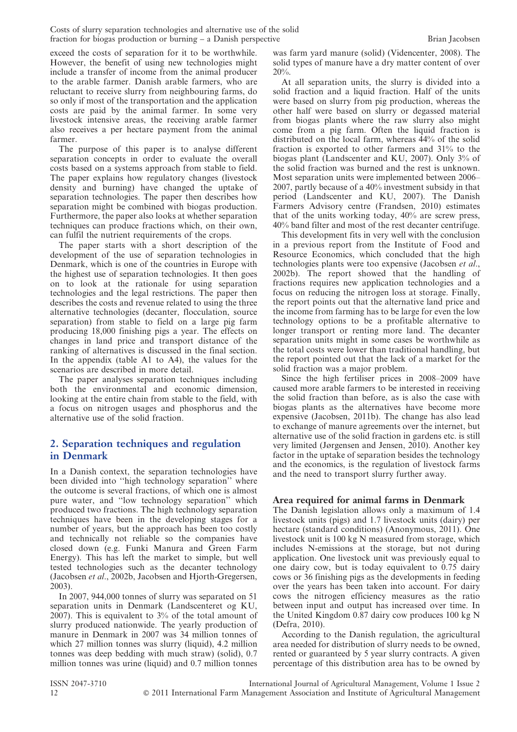exceed the costs of separation for it to be worthwhile. However, the benefit of using new technologies might include a transfer of income from the animal producer to the arable farmer. Danish arable farmers, who are reluctant to receive slurry from neighbouring farms, do so only if most of the transportation and the application costs are paid by the animal farmer. In some very livestock intensive areas, the receiving arable farmer also receives a per hectare payment from the animal farmer.

The purpose of this paper is to analyse different separation concepts in order to evaluate the overall costs based on a systems approach from stable to field. The paper explains how regulatory changes (livestock density and burning) have changed the uptake of separation technologies. The paper then describes how separation might be combined with biogas production. Furthermore, the paper also looks at whether separation techniques can produce fractions which, on their own, can fulfil the nutrient requirements of the crops.

The paper starts with a short description of the development of the use of separation technologies in Denmark, which is one of the countries in Europe with the highest use of separation technologies. It then goes on to look at the rationale for using separation technologies and the legal restrictions. The paper then describes the costs and revenue related to using the three alternative technologies (decanter, flocculation, source separation) from stable to field on a large pig farm producing 18,000 finishing pigs a year. The effects on changes in land price and transport distance of the ranking of alternatives is discussed in the final section. In the appendix (table A1 to A4), the values for the scenarios are described in more detail.

The paper analyses separation techniques including both the environmental and economic dimension, looking at the entire chain from stable to the field, with a focus on nitrogen usages and phosphorus and the alternative use of the solid fraction.

## 2. Separation techniques and regulation in Denmark

In a Danish context, the separation technologies have been divided into "high technology separation" where the outcome is several fractions, of which one is almost pure water, and "low technology separation" which produced two fractions. The high technology separation techniques have been in the developing stages for a number of years, but the approach has been too costly and technically not reliable so the companies have closed down (e.g. Funki Manura and Green Farm Energy). This has left the market to simple, but well tested technologies such as the decanter technology (Jacobsen *et al*., 2002b, Jacobsen and Hjorth-Gregersen, 2003).

In 2007, 944,000 tonnes of slurry was separated on 51 separation units in Denmark (Landscenteret og KU, 2007). This is equivalent to 3% of the total amount of slurry produced nationwide. The yearly production of manure in Denmark in 2007 was 34 million tonnes of which 27 million tonnes was slurry (liquid), 4.2 million tonnes was deep bedding with much straw) (solid), 0.7 million tonnes was urine (liquid) and 0.7 million tonnes was farm yard manure (solid) (Videncenter, 2008). The solid types of manure have a dry matter content of over 20%.

At all separation units, the slurry is divided into a solid fraction and a liquid fraction. Half of the units were based on slurry from pig production, whereas the other half were based on slurry or degassed material from biogas plants where the raw slurry also might come from a pig farm. Often the liquid fraction is distributed on the local farm, whereas 44% of the solid fraction is exported to other farmers and 31% to the biogas plant (Landscenter and KU, 2007). Only 3% of the solid fraction was burned and the rest is unknown. Most separation units were implemented between 2006–2007, partly because of a 40% investment subsidy in that period (Landscenter and KU, 2007). The Danish Farmers Advisory centre (Frandsen, 2010) estimates that of the units working today, 40% are screw press, 40% band filter and most of the rest decanter centrifuge.

This development fits in very well with the conclusion in a previous report from the Institute of Food and Resource Economics, which concluded that the high technologies plants were too expensive (Jacobsen *et al*., 2002b). The report showed that the handling of fractions requires new application technologies and a focus on reducing the nitrogen loss at storage. Finally, the report points out that the alternative land price and the income from farming has to be large for even the low technology options to be a profitable alternative to longer transport or renting more land. The decanter separation units might in some cases be worthwhile as the total costs were lower than traditional handling, but the report pointed out that the lack of a market for the solid fraction was a major problem.

Since the high fertiliser prices in 2008–2009 have caused more arable farmers to be interested in receiving the solid fraction than before, as is also the case with biogas plants as the alternatives have become more expensive (Jacobsen, 2011b). The change has also lead to exchange of manure agreements over the internet, but alternative use of the solid fraction in gardens etc. is still very limited (Jørgensen and Jensen, 2010). Another key factor in the uptake of separation besides the technology and the economics, is the regulation of livestock farms and the need to transport slurry further away.

### Area required for animal farms in Denmark

The Danish legislation allows only a maximum of 1.4 livestock units (pigs) and 1.7 livestock units (dairy) per hectare (standard conditions) (Anonymous, 2011). One livestock unit is 100 kg N measured from storage, which includes N-emissions at the storage, but not during application. One livestock unit was previously equal to one dairy cow, but is today equivalent to 0.75 dairy cows or 36 finishing pigs as the developments in feeding over the years has been taken into account. For dairy cows the nitrogen efficiency measures as the ratio between input and output has increased over time. In the United Kingdom 0.87 dairy cow produces 100 kg N (Defra, 2010).

According to the Danish regulation, the agricultural area needed for distribution of slurry needs to be owned, rented or guaranteed by 5 year slurry contracts. A given percentage of this distribution area has to be owned by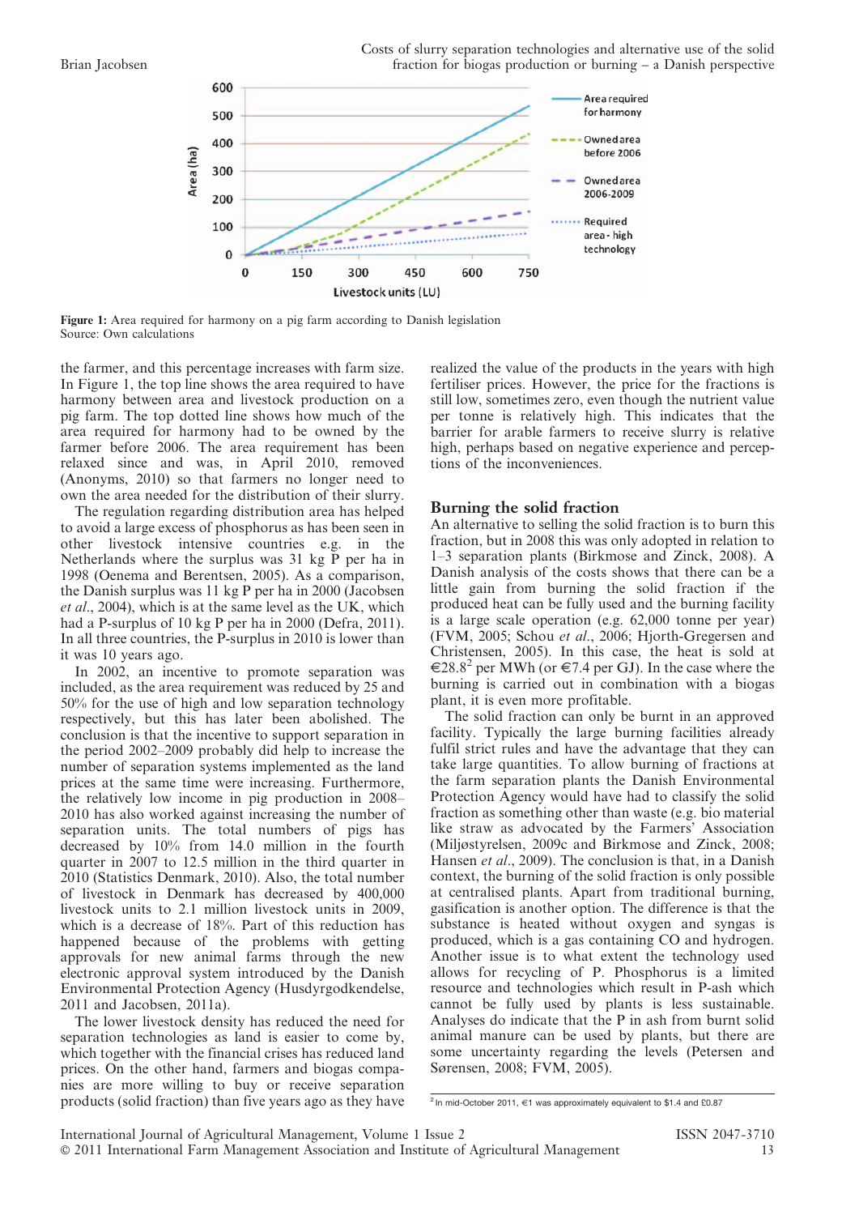**Figure 1:** Area required for harmony on a pig farm according to Danish legislation
Source: Own calculations

the farmer, and this percentage increases with farm size. In Figure 1, the top line shows the area required to have harmony between area and livestock production on a pig farm. The top dotted line shows how much of the area required for harmony had to be owned by the farmer before 2006. The area requirement has been relaxed since and was, in April 2010, removed (Anonyms, 2010) so that farmers no longer need to own the area needed for the distribution of their slurry.

The regulation regarding distribution area has helped to avoid a large excess of phosphorus as has been seen in other livestock intensive countries e.g. in the Netherlands where the surplus was 31 kg P per ha in 1998 (Oenema and Berentsen, 2005). As a comparison, the Danish surplus was 11 kg P per ha in 2000 (Jacobsen *et al*., 2004), which is at the same level as the UK, which had a P-surplus of 10 kg P per ha in 2000 (Defra, 2011). In all three countries, the P-surplus in 2010 is lower than it was 10 years ago.

In 2002, an incentive to promote separation was included, as the area requirement was reduced by 25 and 50% for the use of high and low separation technology respectively, but this has later been abolished. The conclusion is that the incentive to support separation in the period 2002–2009 probably did help to increase the number of separation systems implemented as the land prices at the same time were increasing. Furthermore, the relatively low income in pig production in 2008–2010 has also worked against increasing the number of separation units. The total numbers of pigs has decreased by 10% from 14.0 million in the fourth quarter in 2007 to 12.5 million in the third quarter in 2010 (Statistics Denmark, 2010). Also, the total number of livestock in Denmark has decreased by 400,000 livestock units to 2.1 million livestock units in 2009, which is a decrease of 18%. Part of this reduction has happened because of the problems with getting approvals for new animal farms through the new electronic approval system introduced by the Danish Environmental Protection Agency (Husdyrgodkendelse, 2011 and Jacobsen, 2011a).

The lower livestock density has reduced the need for separation technologies as land is easier to come by, which together with the financial crises has reduced land prices. On the other hand, farmers and biogas companies are more willing to buy or receive separation products (solid fraction) than five years ago as they have realized the value of the products in the years with high fertiliser prices. However, the price for the fractions is still low, sometimes zero, even though the nutrient value per tonne is relatively high. This indicates that the barrier for arable farmers to receive slurry is relative high, perhaps based on negative experience and perceptions of the inconveniences.

## Burning the solid fraction

An alternative to selling the solid fraction is to burn this fraction, but in 2008 this was only adopted in relation to 1–3 separation plants (Birkmose and Zinck, 2008). A Danish analysis of the costs shows that there can be a little gain from burning the solid fraction if the produced heat can be fully used and the burning facility is a large scale operation (e.g. 62,000 tonne per year) (FVM, 2005; Schou *et al*., 2006; Hjorth-Gregersen and Christensen, 2005). In this case, the heat is sold at €28.8[2] per MWh (or €7.4 per GJ). In the case where the burning is carried out in combination with a biogas plant, it is even more profitable.

The solid fraction can only be burnt in an approved facility. Typically the large burning facilities already fulfil strict rules and have the advantage that they can take large quantities. To allow burning of fractions at the farm separation plants the Danish Environmental Protection Agency would have had to classify the solid fraction as something other than waste (e.g. bio material like straw as advocated by the Farmers' Association (Miljøstyrelsen, 2009c and Birkmose and Zinck, 2008; Hansen *et al*., 2009). The conclusion is that, in a Danish context, the burning of the solid fraction is only possible at central plants. Apart from traditional burning, gasification is another option. The difference is that the substance is heated without oxygen and syngas is produced, which is a gas containing CO and hydrogen. Another issue is to what extent the technology used allows for recycling of P. Phosphorus is a limited resource and technologies which result in P-ash which cannot be fully used by plants is less sustainable. Analyses do indicate that the P in ash from burnt solid animal manure can be used by plants, but there are some uncertainty regarding the levels (Petersen and Sørensen, 2008; FVM, 2005).

[2] In mid-October 2011, €1 was approximately equivalent to \$1.4 and £0.87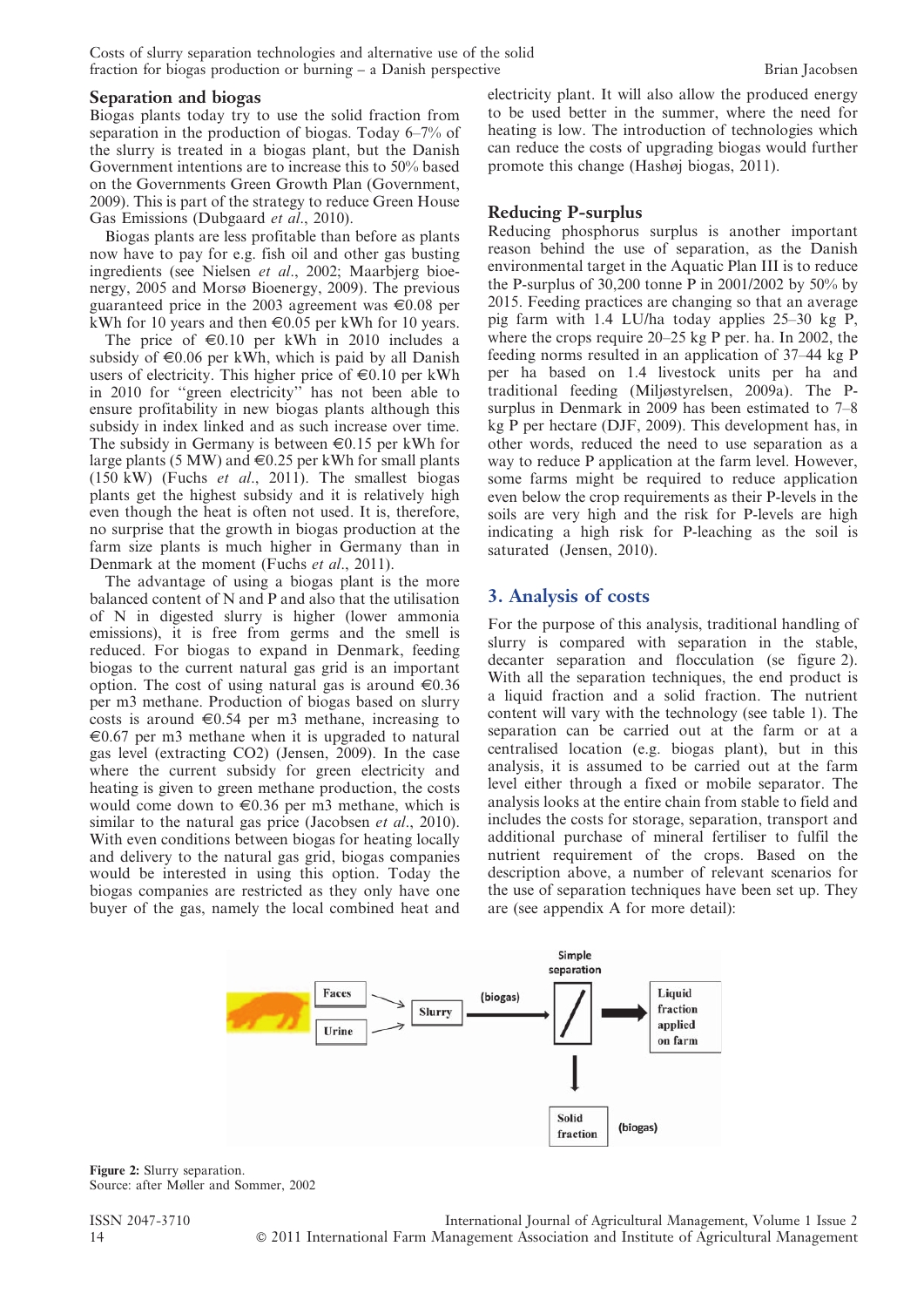## Separation and biogas

Biogas plants today try to use the solid fraction from separation in the production of biogas. Today 6–7% of the slurry is treated in a biogas plant, but the Danish Government intentions are to increase this to 50% based on the Governments Green Growth Plan (Government, 2009). This is part of the strategy to reduce Green House Gas Emissions (Dubgaard *et al*., 2010).

Biogas plants are less profitable than before as plants now have to pay for e.g. fish oil and other gas busting ingredients (see Nielsen *et al*., 2002; Maarbjerg bioenergy, 2005 and Morsø Bioenergy, 2009). The previous guaranteed price in the 2003 agreement was €0.08 per kWh for 10 years and then €0.05 per kWh for 10 years.

The price of €0.10 per kWh in 2010 includes a subsidy of €0.06 per kWh, which is paid by all Danish users of electricity. This higher price of €0.10 per kWh in 2010 for "green electricity" has not been able to ensure profitability in new biogas plants although this subsidy in index linked and as such increase over time. The subsidy in Germany is between €0.15 per kWh for large plants (5 MW) and €0.25 per kWh for small plants (150 kW) (Fuchs *et al*., 2011). The smallest biogas plants get the highest subsidy and it is relatively high even though the heat is often not used. It is, therefore, no surprise that the growth in biogas production at the farm size plants is much higher in Germany than in Denmark at the moment (Fuchs *et al*., 2011).

The advantage of using a biogas plant is the more balanced content of N and P and also that the utilisation of N in digested slurry is higher (lower ammonia emissions), it is free from germs and the smell is reduced. For biogas to expand in Denmark, feeding biogas to the current natural gas grid is an important option. The cost of using natural gas is around €0.36 per m3 methane. Production of biogas based on slurry costs is around €0.54 per m3 methane, increasing to €0.67 per m3 methane when it is upgraded to natural gas level (extracting CO2) (Jensen, 2009). In the case where the current subsidy for green electricity and heating is given to green methane production, the costs would come down to €0.36 per m3 methane, which is similar to the natural gas price (Jacobsen *et al*., 2010). With even conditions between biogas for heating locally and delivery to the natural gas grid, biogas companies would be interested in using this option. Today the biogas companies are restricted as they only have one buyer of the gas, namely the local combined heat and electricity plant. It will also allow the produced energy to be used better in the summer, where the need for heating is low. The introduction of technologies which can reduce the costs of upgrading biogas would further promote this change (Hashøj biogas, 2011).

## Reducing P-surplus

Reducing phosphorus surplus is another important reason behind the use of separation, as the Danish environmental target in the Aquatic Plan III is to reduce the P-surplus of 30,200 tonne P in 2001/2002 by 50% by 2015. Feeding practices are changing so that an average pig farm with 1.4 LU/ha today applies 25–30 kg P, where the crops require 20–25 kg P per. ha. In 2002, the feeding norms resulted in an application of 37–44 kg P per ha based on 1.4 livestock units per ha and traditional feeding (Miljøstyrelsen, 2009a). The P-surplus in Denmark in 2009 has been estimated to 7–8 kg P per hectare (DJF, 2009). This development has, in other words, reduced the need to use separation as a way to reduce P application at the farm level. However, some farms might be required to reduce application even below the crop requirements as their P-levels in the soils are very high and the risk for P-levels are high indicating a high risk for P-leaching as the soil is saturated (Jensen, 2010).

## 3. Analysis of costs

For the purpose of this analysis, traditional handling of slurry is compared with separation in the stable, decanter separation and flocculation (se figure 2). With all the separation techniques, the end product is a liquid fraction and a solid fraction. The nutrient content will vary with the technology (see table 1). The separation can be carried out at the farm or at a centralised location (e.g. biogas plant), but in this analysis, it is assumed to be carried out at the farm level either through a fixed or mobile separator. The analysis looks at the entire chain from stable to field and includes the costs for storage, separation, transport and additional purchase of mineral fertiliser to fulfil the nutrient requirement of the crops. Based on the description above, a number of relevant scenarios for the use of separation techniques have been set up. They are (see appendix A for more detail):

**Figure 2:** Slurry separation.
Source: after Møller and Sommer, 2002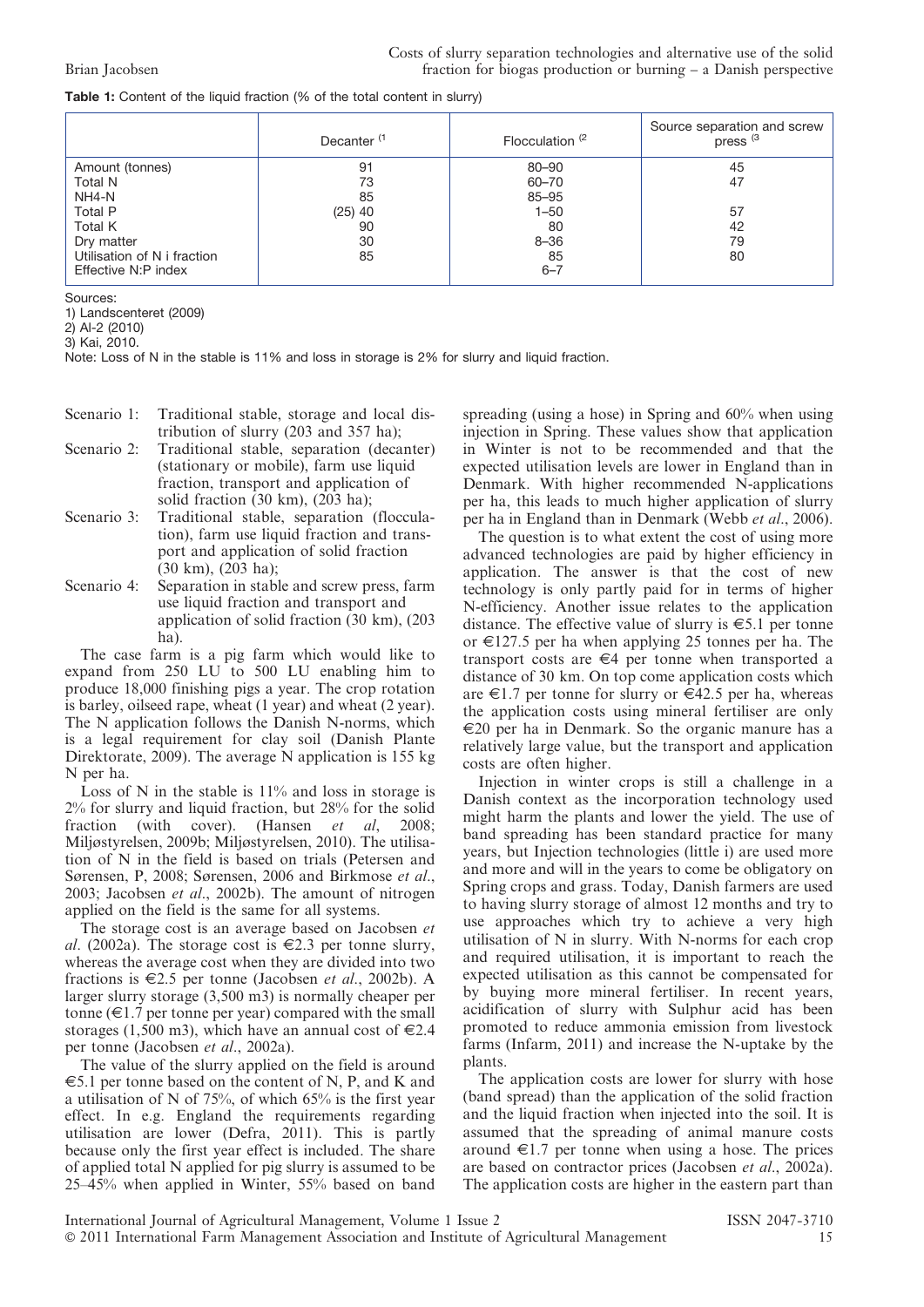**Table 1:** Content of the liquid fraction (% of the total content in slurry)

| | Decanter [1] | Flocculation [2] | Source separation and screw press [3] |
|---|---|---|---|
| Amount (tonnes) | 91 | 80–90 | 45 |
| Total N | 73 | 60–70 | 47 |
| NH4-N | 85 | 85–95 | |
| Total P | (25) 40 | 1–50 | 57 |
| Total K | 90 | 80 | 42 |
| Dry matter | 30 | 8–36 | 79 |
| Utilisation of N i fraction | 85 | 85 | 80 |
| Effective N:P index | | 6–7 | |

Sources:
1) Landscenteret (2009)
2) Al-2 (2010)
3) Kai, 2010.
Note: Loss of N in the stable is 11% and loss in storage is 2% for slurry and liquid fraction.

Scenario 1: Traditional stable, storage and local distribution of slurry (203 and 357 ha);
Scenario 2: Traditional stable, separation (decanter) (stationary or mobile), farm use liquid fraction, transport and application of solid fraction (30 km), (203 ha);
Scenario 3: Traditional stable, separation (flocculation), farm use liquid fraction and transport and application of solid fraction (30 km), (203 ha);
Scenario 4: Separation in stable and screw press, farm use liquid fraction and transport and application of solid fraction (30 km), (203 ha).

The case farm is a pig farm which would like to expand from 250 LU to 500 LU enabling him to produce 18,000 finishing pigs a year. The crop rotation is barley, oilseed rape, wheat (1 year) and wheat (2 year). The N application follows the Danish N-norms, which is a legal requirement for clay soil (Danish Plante Direktorate, 2009). The average N application is 155 kg N per ha.

Loss of N in the stable is 11% and loss in storage is 2% for slurry and liquid fraction, but 28% for the solid fraction (with cover). (Hansen *et al*, 2008; Miljøstyrelsen, 2009b; Miljøstyrelsen, 2010). The utilisation of N in the field is based on trials (Petersen and Sørensen, P, 2008; Sørensen, 2006 and Birkmose *et al*., 2003; Jacobsen *et al*., 2002b). The amount of nitrogen applied on the field is the same for all systems.

The storage cost is an average based on Jacobsen *et al*. (2002a). The storage cost is €2.3 per tonne slurry, whereas the average cost when they are divided into two fractions is €2.5 per tonne (Jacobsen *et al*., 2002b). A larger slurry storage (3,500 m3) is normally cheaper per tonne (€1.7 per tonne per year) compared with the small storages (1,500 m3), which have an annual cost of €2.4 per tonne (Jacobsen *et al*., 2002a).

The value of the slurry applied on the field is around €5.1 per tonne based on the content of N, P, and K and a utilisation of N of 75%, of which 65% is the first year effect. In e.g. England the requirements regarding utilisation are lower (Defra, 2011). This is partly because only the first year effect is included. The share of applied total N applied for pig slurry is assumed to be 25–45% when applied in Winter, 55% based on band spreading (using a hose) in Spring and 60% when using injection in Spring. These values show that application in Winter is not to be recommended and that the expected utilisation levels are lower in England than in Denmark. With higher recommended N-applications per ha, this leads to much higher application of slurry per ha in England than in Denmark (Webb *et al*., 2006).

The question is to what extent the cost of using more advanced technologies are paid by higher efficiency in application. The answer is that the cost of new technology is only partly paid for in terms of higher N-efficiency. Another issue relates to the application distance. The effective value of slurry is €5.1 per tonne or €127.5 per ha when applying 25 tonnes per ha. The transport costs are €4 per tonne when transported a distance of 30 km. On top come application costs which are €1.7 per tonne for slurry or €42.5 per ha, whereas the application costs using mineral fertiliser are only €20 per ha in Denmark. So the organic manure has a relatively large value, but the transport and application costs are often higher.

Injection in winter crops is still a challenge in a Danish context as the incorporation technology used might harm the plants and lower the yield. The use of band spreading has been standard practice for many years, but Injection technologies (little i) are used more and more and will in the years to come be obligatory on Spring crops and grass. Today, Danish farmers are used to having slurry storage of almost 12 months and try to use approaches which try to achieve a very high utilisation of N in slurry. With N-norms for each crop and required utilisation, it is important to reach the expected utilisation as this cannot be compensated for by buying more mineral fertiliser. In recent years, acidification of slurry with Sulphur acid has been promoted to reduce ammonia emission from livestock farms (Infarm, 2011) and increase the N-uptake by the plants.

The application costs are lower for slurry with hose (band spread) than the application of the solid fraction and the liquid fraction when injected into the soil. It is assumed that the spreading of animal manure costs around €1.7 per tonne when using a hose. The prices are based on contractor prices (Jacobsen *et al*., 2002a). The application costs are higher in the eastern part than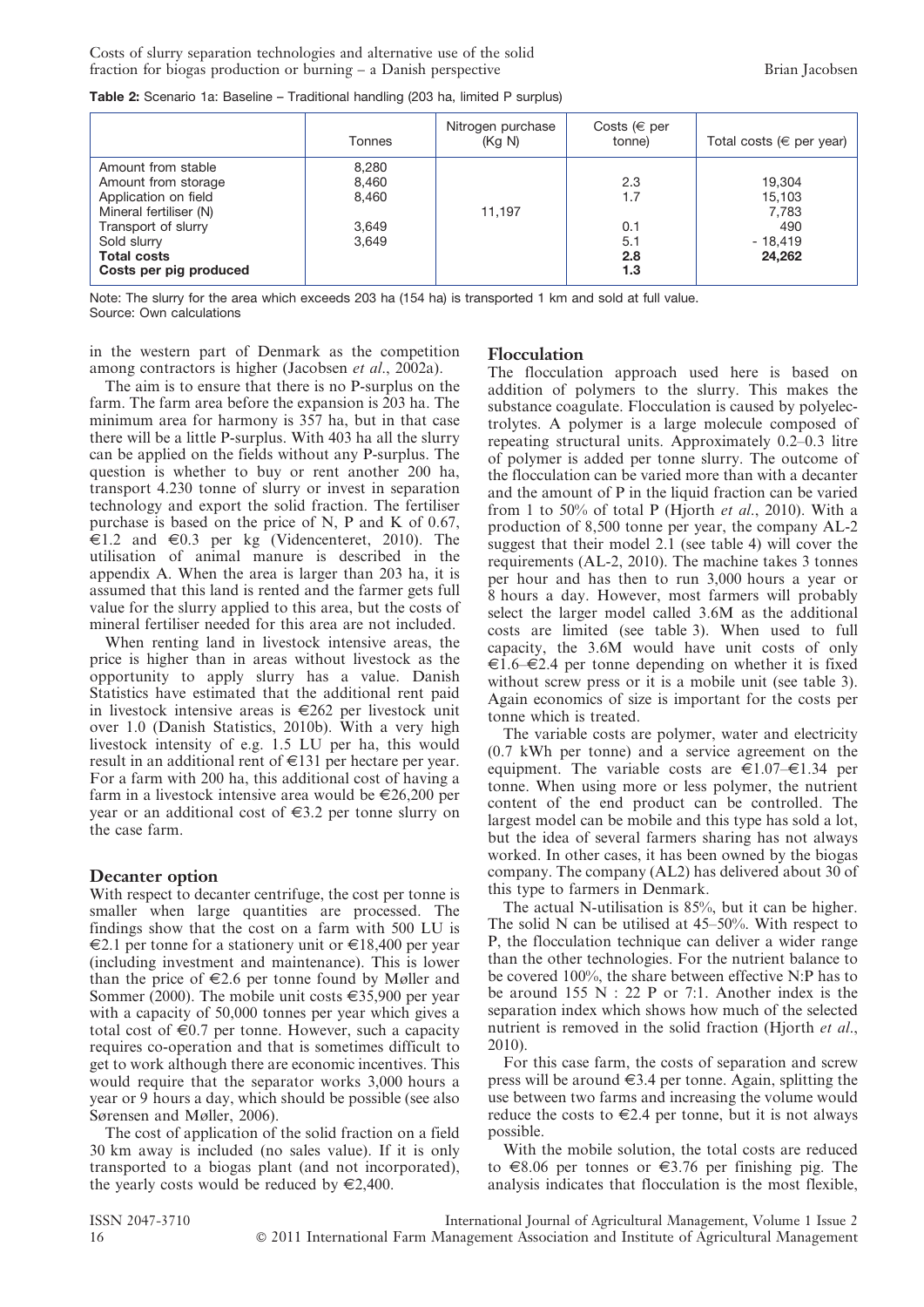**Table 2:** Scenario 1a: Baseline – Traditional handling (203 ha, limited P surplus)

| | Tonnes | Nitrogen purchase (Kg N) | Costs (€ per tonne) | Total costs (€ per year) |
|---|---|---|---|---|
| Amount from stable | 8,280 | | | |
| Amount from storage | 8,460 | | 2.3 | 19,304 |
| Application on field | 8,460 | | 1.7 | 15,103 |
| Mineral fertiliser (N) | | 11,197 | | 7,783 |
| Transport of slurry | 3,649 | | 0.1 | 490 |
| Sold slurry | 3,649 | | 5.1 | - 18,419 |
| **Total costs** | | | **2.8** | **24,262** |
| **Costs per pig produced** | | | **1.3** | |

Note: The slurry for the area which exceeds 203 ha (154 ha) is transported 1 km and sold at full value.
Source: Own calculations

in the western part of Denmark as the competition among contractors is higher (Jacobsen *et al.*, 2002a).

The aim is to ensure that there is no P-surplus on the farm. The farm area before the expansion is 203 ha. The minimum area for harmony is 357 ha, but in that case there will be a little P-surplus. With 403 ha all the slurry can be applied on the fields without any P-surplus. The question is whether to buy or rent another 200 ha, transport 4.230 tonne of slurry or invest in separation technology and export the solid fraction. The fertiliser purchase is based on the price of N, P and K of 0.67, €1.2 and €0.3 per kg (Videncenteret, 2010). The utilisation of animal manure is described in the appendix A. When the area is larger than 203 ha, it is assumed that this land is rented and the farmer gets full value for the slurry applied to this area, but the costs of mineral fertiliser needed for this area are not included.

When renting land in livestock intensive areas, the price is higher than in areas without livestock as the opportunity to apply slurry has a value. Danish Statistics have estimated that the additional rent paid in livestock intensive areas is €262 per livestock unit over 1.0 (Danish Statistics, 2010b). With a very high livestock intensity of e.g. 1.5 LU per ha, this would result in an additional rent of €131 per hectare per year. For a farm with 200 ha, this additional cost of having a farm in a livestock intensive area would be €26,200 per year or an additional cost of €3.2 per tonne slurry on the case farm.

## Decanter option

With respect to decanter centrifuge, the cost per tonne is smaller when large quantities are processed. The findings show that the cost on a farm with 500 LU is €2.1 per tonne for a stationery unit or €18,400 per year (including investment and maintenance). This is lower than the price of €2.6 per tonne found by Møller and Sommer (2000). The mobile unit costs €35,900 per year with a capacity of 50,000 tonnes per year which gives a total cost of €0.7 per tonne. However, such a capacity requires co-operation and that is sometimes difficult to get to work although there are economic incentives. This would require that the separator works 3,000 hours a year or 9 hours a day, which should be possible (see also Sørensen and Møller, 2006).

The cost of application of the solid fraction on a field 30 km away is included (no sales value). If it is only transported to a biogas plant (and not incorporated), the yearly costs would be reduced by €2,400.

## Flocculation

The flocculation approach used here is based on addition of polymers to the slurry. This makes the substance coagulate. Flocculation is caused by polyelectrolytes. A polymer is a large molecule composed of repeating structural units. Approximately 0.2–0.3 litre of polymer is added per tonne slurry. The outcome of the flocculation can be varied more than with a decanter and the amount of P in the liquid fraction can be varied from 1 to 50% of total P (Hjorth *et al.*, 2010). With a production of 8,500 tonne per year, the company AL-2 suggest that their model 2.1 (see table 4) will cover the requirements (AL-2, 2010). The machine takes 3 tonnes per hour and has then to run 3,000 hours a year or 8 hours a day. However, most farmers will probably select the larger model called 3.6M as the additional costs are limited (see table 3). When used to full capacity, the 3.6M would have unit costs of only €1.6–€2.4 per tonne depending on whether it is fixed without screw press or it is a mobile unit (see table 3). Again economics of size is important for the costs per tonne which is treated.

The variable costs are polymer, water and electricity (0.7 kWh per tonne) and a service agreement on the equipment. The variable costs are €1.07–€1.34 per tonne. When using more or less polymer, the nutrient content of the end product can be controlled. The largest model can be mobile and this type has sold a lot, but the idea of several farmers sharing has not always worked. In other cases, it has been owned by the biogas company. The company (AL2) has delivered about 30 of this type to farmers in Denmark.

The actual N-utilisation is 85%, but it can be higher. The solid N can be utilised at 45–50%. With respect to P, the flocculation technique can deliver a wider range than the other technologies. For the nutrient balance to be covered 100%, the share between effective N:P has to be around 155 N : 22 P or 7:1. Another index is the separation index which shows how much of the selected nutrient is removed in the solid fraction (Hjorth *et al.*, 2010).

For this case farm, the costs of separation and screw press will be around €3.4 per tonne. Again, splitting the use between two farms and increasing the volume would reduce the costs to €2.4 per tonne, but it is not always possible.

With the mobile solution, the total costs are reduced to €8.06 per tonnes or €3.76 per finishing pig. The analysis indicates that flocculation is the most flexible,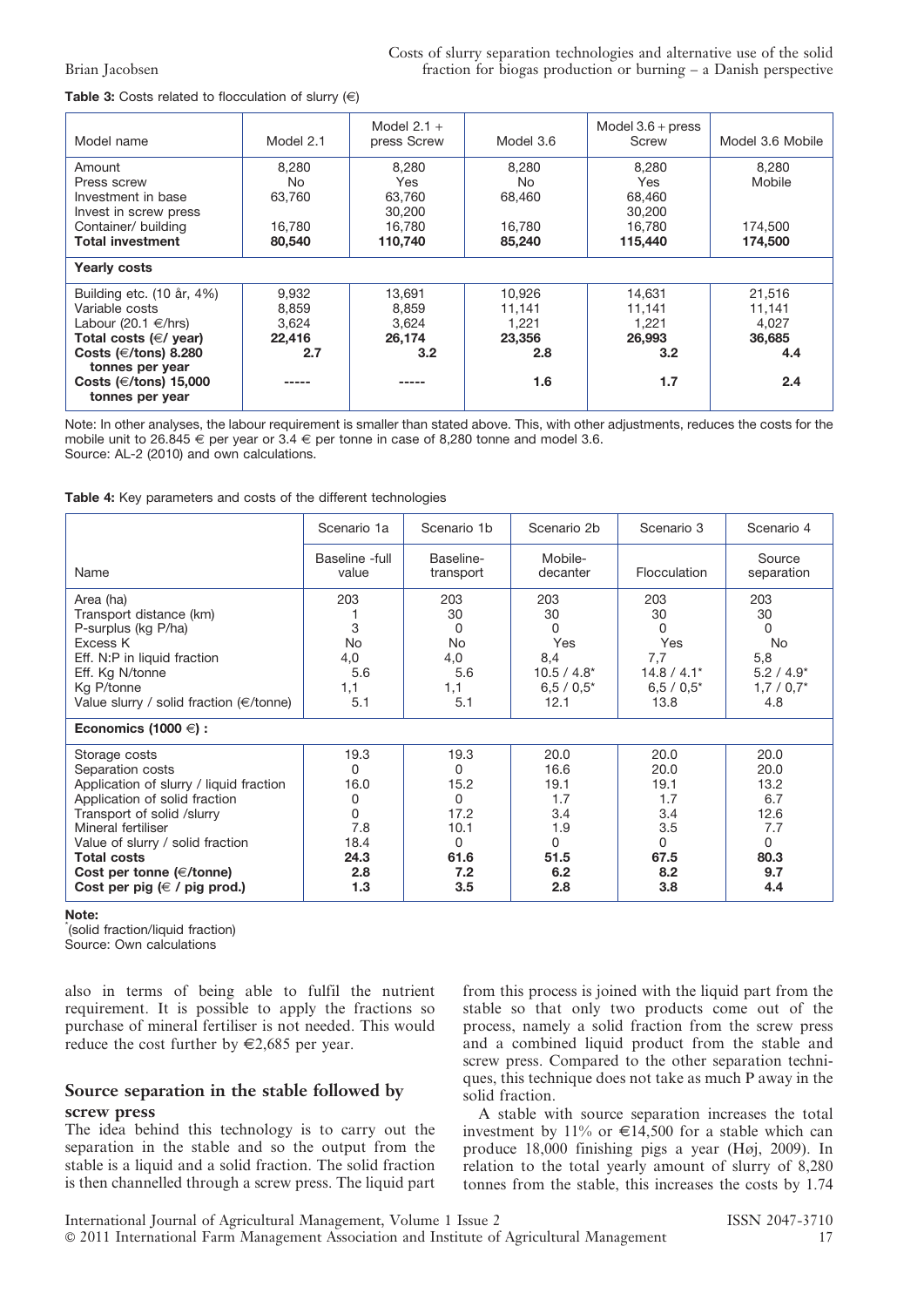**Table 3:** Costs related to flocculation of slurry (€)

| Model name | Model 2.1 | Model 2.1 + press Screw | Model 3.6 | Model 3.6 + press Screw | Model 3.6 Mobile |
|---|---|---|---|---|---|
| Amount | 8,280 | 8,280 | 8,280 | 8,280 | 8,280 |
| Press screw | No | Yes | No | Yes | Mobile |
| Investment in base | 63,760 | 63,760 | 68,460 | 68,460 | |
| Invest in screw press | | 30,200 | | 30,200 | |
| Container/ building | 16,780 | 16,780 | 16,780 | 16,780 | 174,500 |
| **Total investment** | **80,540** | **110,740** | **85,240** | **115,440** | **174,500** |
| **Yearly costs** | | | | | |
| Building etc. (10 år, 4%) | 9,932 | 13,691 | 10,926 | 14,631 | 21,516 |
| Variable costs | 8,859 | 8,859 | 11,141 | 11,141 | 11,141 |
| Labour (20.1 €/hrs) | 3,624 | 3,624 | 1,221 | 1,221 | 4,027 |
| **Total costs (€/ year)** | **22,416** | **26,174** | **23,356** | **26,993** | **36,685** |
| **Costs (€/tons) 8.280 tonnes per year** | **2.7** | **3.2** | **2.8** | **3.2** | **4.4** |
| **Costs (€/tons) 15,000 tonnes per year** | ----- | ----- | **1.6** | **1.7** | **2.4** |

Note: In other analyses, the labour requirement is smaller than stated above. This, with other adjustments, reduces the costs for the mobile unit to 26.845 € per year or 3.4 € per tonne in case of 8,280 tonne and model 3.6.
Source: AL-2 (2010) and own calculations.

**Table 4:** Key parameters and costs of the different technologies

| | Scenario 1a | Scenario 1b | Scenario 2b | Scenario 3 | Scenario 4 |
|---|---|---|---|---|---|
| Name | Baseline -full value | Baseline-transport | Mobile-decanter | Flocculation | Source separation |
| Area (ha) | 203 | 203 | 203 | 203 | 203 |
| Transport distance (km) | 1 | 30 | 30 | 30 | 30 |
| P-surplus (kg P/ha) | 3 | 0 | 0 | 0 | 0 |
| Excess K | No | No | Yes | Yes | No |
| Eff. N:P in liquid fraction | 4,0 | 4,0 | 8,4 | 7,7 | 5,8 |
| Eff. Kg N/tonne | 5.6 | 5.6 | 10.5 / 4.8* | 14.8 / 4.1* | 5.2 / 4.9* |
| Kg P/tonne | 1,1 | 1,1 | 6,5 / 0,5* | 6,5 / 0,5* | 1,7 / 0,7* |
| Value slurry / solid fraction (€/tonne) | 5.1 | 5.1 | 12.1 | 13.8 | 4.8 |
| **Economics (1000 €) :** | | | | | |
| Storage costs | 19.3 | 19.3 | 20.0 | 20.0 | 20.0 |
| Separation costs | 0 | 0 | 16.6 | 20.0 | 20.0 |
| Application of slurry / liquid fraction | 16.0 | 15.2 | 19.1 | 19.1 | 13.2 |
| Application of solid fraction | 0 | 0 | 1.7 | 1.7 | 6.7 |
| Transport of solid /slurry | 0 | 17.2 | 3.4 | 3.4 | 12.6 |
| Mineral fertiliser | 7.8 | 10.1 | 1.9 | 3.5 | 7.7 |
| Value of slurry / solid fraction | 18.4 | 0 | 0 | 0 | 0 |
| **Total costs** | **24.3** | **61.6** | **51.5** | **67.5** | **80.3** |
| **Cost per tonne (€/tonne)** | **2.8** | **7.2** | **6.2** | **8.2** | **9.7** |
| **Cost per pig (€ / pig prod.)** | **1.3** | **3.5** | **2.8** | **3.8** | **4.4** |

**Note:**
*(solid fraction/liquid fraction)
Source: Own calculations

also in terms of being able to fulfil the nutrient requirement. It is possible to apply the fractions so that purchase of mineral fertiliser is not needed. This would reduce the cost further by €2,685 per year.

## Source separation in the stable followed by screw press

The idea behind this technology is to carry out the separation in the stable and so the output from the stable is a liquid and a solid fraction. The solid fraction is then channelled through a screw press. The liquid part from this process is joined with the liquid part from the stable so that only two products come out of the process, namely a solid fraction from the screw press and a combined liquid product from the stable and screw press. Compared to the other separation techniques, this technique does not take as much P away in the solid fraction.

A stable with source separation increases the total investment by 11% or €14,500 for a stable which can produce 18,000 finishing pigs a year (Høj, 2009). In relation to the total yearly amount of slurry of 8,280 tonnes from the stable, this increases the costs by 1.74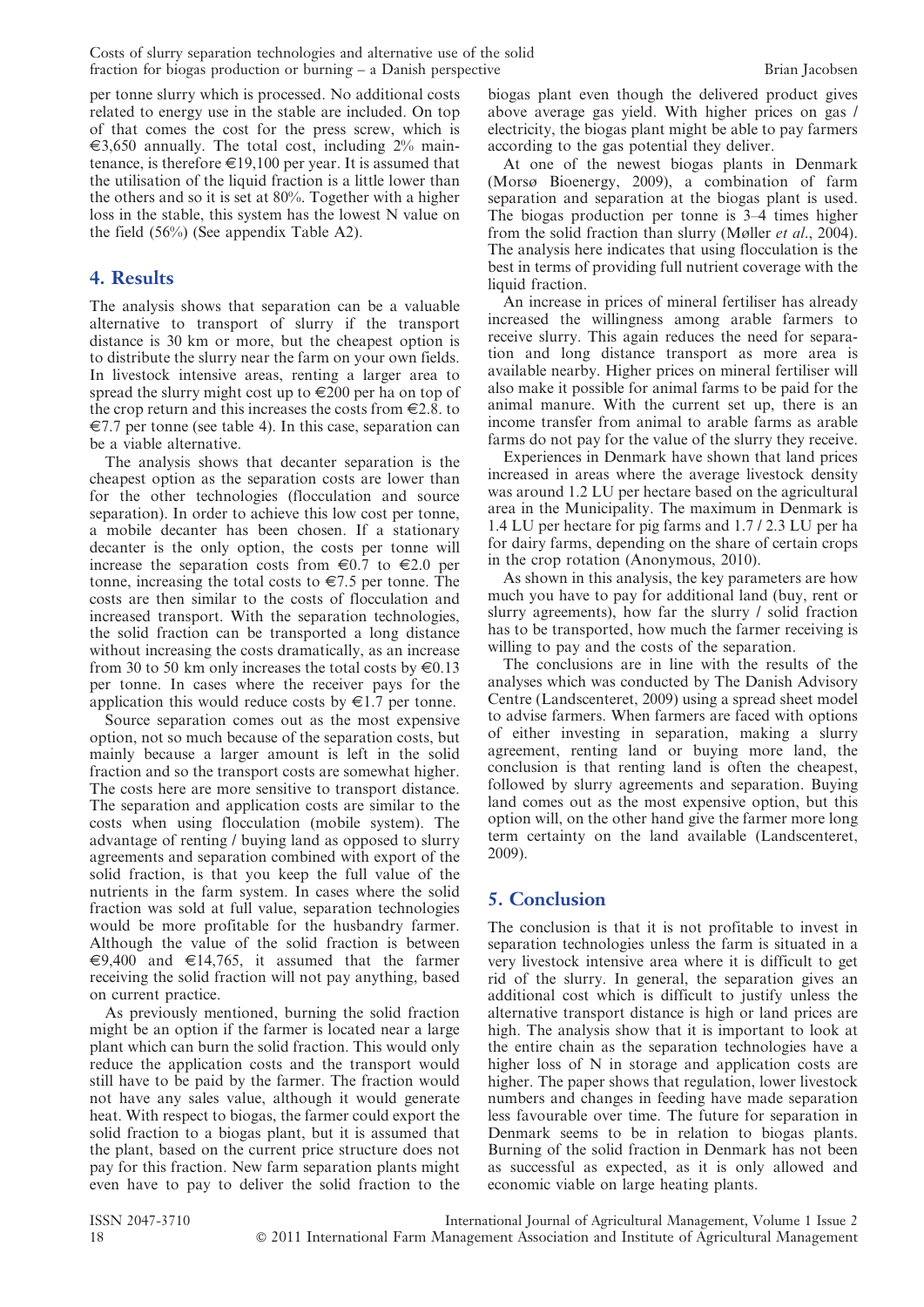per tonne slurry which is processed. No additional costs related to energy use in the stable are included. On top of that comes the cost for the press screw, which is €3,650 annually. The total cost, including 2% maintenance, is therefore €19,100 per year. It is assumed that the utilisation of the liquid fraction is a little lower than the others and so it is set at 80%. Together with a higher loss in the stable, this system has the lowest N value on the field (56%) (See appendix Table A2).

## 4. Results

The analysis shows that separation can be a valuable alternative to transport of slurry if the transport distance is 30 km or more, but the cheapest option is to distribute the slurry near the farm on your own fields. In livestock intensive areas, renting a larger area to spread the slurry might cost up to €200 per ha on top of the crop return and this increases the costs from €2.8. to €7.7 per tonne (see table 4). In this case, separation can be a viable alternative.

The analysis shows that decanter separation is the cheapest option as the separation costs are lower than for the other technologies (flocculation and source separation). In order to achieve this low cost per tonne, a mobile decanter has been chosen. If a stationary decanter is the only option, the costs per tonne will increase the separation costs from €0.7 to €2.0 per tonne, increasing the total costs to €7.5 per tonne. The costs are then similar to the costs of flocculation and increased transport. With the separation technologies, the solid fraction can be transported a long distance without increasing the costs dramatically, as an increase from 30 to 50 km only increases the total costs by €0.13 per tonne. In cases where the receiver pays for the application this would reduce costs by €1.7 per tonne.

Source separation comes out as the most expensive option, not so much because of the separation costs, but mainly because a larger amount is left in the solid fraction and so the transport costs are somewhat higher. The costs here are more sensitive to transport distance. The separation and application costs are similar to the costs when using flocculation (mobile system). The advantage of renting / buying land as opposed to slurry agreements and separation combined with export of the solid fraction, is that you keep the full value of the nutrients in the farm system. In cases where the solid fraction was sold at full value, separation technologies would be more profitable for the husbandry farmer. Although the value of the solid fraction is between €9,400 and €14,765, it assumed that the farmer receiving the solid fraction will not pay anything, based on current practice.

As previously mentioned, burning the solid fraction might be an option if the farmer is located near a large plant which can burn the solid fraction. This would only reduce the application costs and the transport would still have to be paid by the farmer. The fraction would not have any sales value, although it would generate heat. With respect to biogas, the farmer could export the solid fraction to a biogas plant, but it is assumed that the plant, based on the current price structure does not pay for this fraction. New farm separation plants might even have to pay to deliver the solid fraction to the biogas plant even though the delivered product gives above average gas yield. With higher prices on gas / electricity, the biogas plant might be able to pay farmers according to the gas potential they deliver.

At one of the newest biogas plants in Denmark (Morsø Bioenergy, 2009), a combination of farm separation and separation at the biogas plant is used. The biogas production per tonne is 3–4 times higher from the solid fraction than slurry (Møller *et al*., 2004). The analysis here indicates that using flocculation is the best in terms of providing full nutrient coverage with the liquid fraction.

An increase in prices of mineral fertiliser has already increased the willingness among arable farmers to receive slurry. This again reduces the need for separation and long distance transport as more area is available nearby. Higher prices on mineral fertiliser will also make it possible for animal farms to be paid for the animal manure. With the current set up, there is an income transfer from animal to arable farms as arable farms do not pay for the value of the slurry they receive.

Experiences in Denmark have shown that land prices increased in areas where the average livestock density was around 1.2 LU per hectare based on the agricultural area in the Municipality. The maximum in Denmark is 1.4 LU per hectare for pig farms and 1.7 / 2.3 LU per ha for dairy farms, depending on the share of certain crops in the crop rotation (Anonymous, 2010).

As shown in this analysis, the key parameters are how much you have to pay for additional land (buy, rent or slurry agreements), how far the slurry / solid fraction has to be transported, how much the farmer receiving is willing to pay and the costs of the separation.

The conclusions are in line with the results of the analyses which was conducted by The Danish Advisory Centre (Landscenteret, 2009) using a spread sheet model to advise farmers. When farmers are faced with options of either investing in separation, making a slurry agreement, renting land or buying more land, the conclusion is that renting land is often the cheapest, followed by slurry agreements and separation. Buying land comes out as the most expensive option, but this option will, on the other hand give the farmer more long term certainty on the land available (Landscenteret, 2009).

## 5. Conclusion

The conclusion is that it is not profitable to invest in separation technologies unless the farm is situated in a very livestock intensive area where it is difficult to get rid of the slurry. In general, the separation gives an additional cost which is difficult to justify unless the alternative transport distance is high or land prices are high. The analysis show that it is important to look at the entire chain as the separation technologies have a higher loss of N in storage and application costs are higher. The paper shows that regulation, lower livestock numbers and changes in feeding have made separation less favourable over time. The future for separation in Denmark seems to be in relation to biogas plants. Burning of the solid fraction in Denmark has not been as successful as expected, as it is only allowed and economic viable on large heating plants.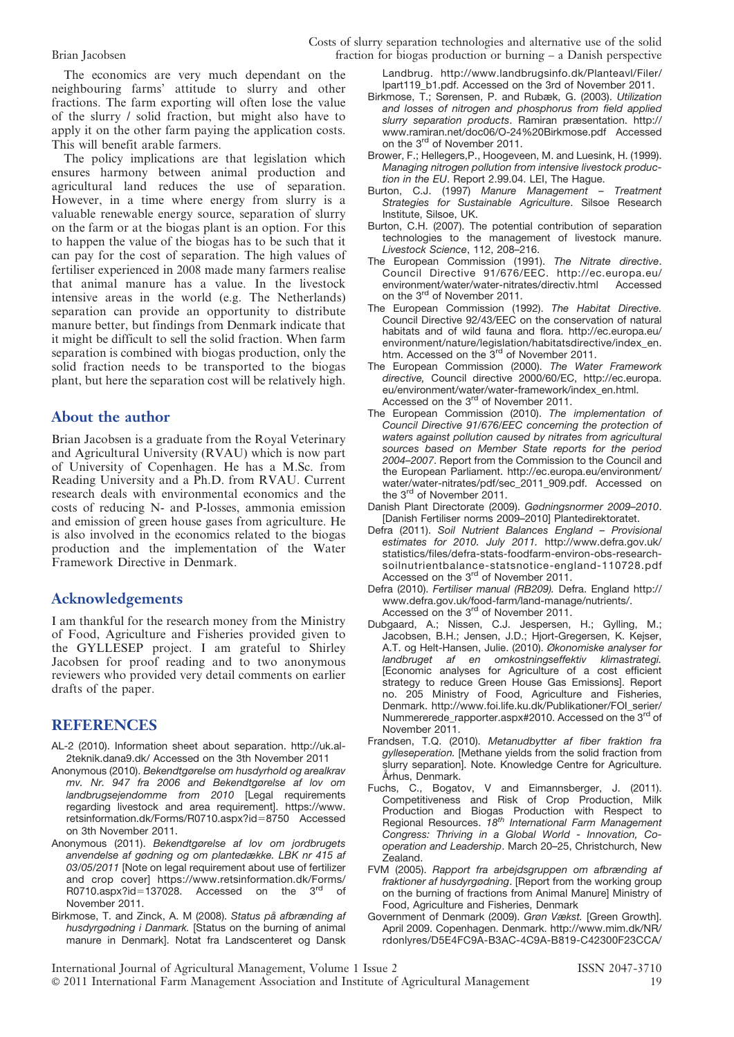The economics are very much dependant on the neighbouring farms' attitude to slurry and other fractions. The farm exporting will often lose the value of the slurry / solid fraction, but might also have to apply it on the other farm paying the application costs. This will benefit arable farmers.

The policy implications are that legislation which ensures harmony between animal production and agricultural land reduces the use of separation. However, in a time where energy from slurry is a valuable renewable energy source, separation of slurry on the farm or at the biogas plant is an option. For this to happen the value of the biogas has to be such that it can pay for the cost of separation. The high values of fertiliser experienced in 2008 made many farmers realise that animal manure has a value. In the livestock intensive areas in the world (e.g. The Netherlands) separation can provide an opportunity to distribute manure better, but findings from Denmark indicate that it might be difficult to sell the solid fraction. When farm separation is combined with biogas production, only the solid fraction needs to be transported to the biogas plant, but here the separation cost will be relatively high.

## About the author

Brian Jacobsen is a graduate from the Royal Veterinary and Agricultural University (RVAU) which is now part of University of Copenhagen. He has a M.Sc. from Reading University and a Ph.D. from RVAU. Current research deals with environmental economics and the costs of reducing N- and P-losses, ammonia emission and emission of green house gases from agriculture. He is also involved in the economics related to the biogas production and the implementation of the Water Framework Directive in Denmark.

## Acknowledgements

I am thankful for the research money from the Ministry of Food, Agriculture and Fisheries provided given to the GYLLESEP project. I am grateful to Shirley Jacobsen for proof reading and to two anonymous reviewers who provided very detail comments on earlier drafts of the paper.

## REFERENCES

AL-2 (2010). Information sheet about separation. http://uk.al-2teknik.dana9.dk/ Accessed on the 3th November 2011

Anonymous (2010). *Bekendtgørelse om husdyrhold og arealkrav mv. Nr. 947 fra 2006 and Bekendtgørelse af lov om landbrugsejendomme from 2010* [Legal requirements regarding livestock and area requirement]. https://www.retsinformation.dk/Forms/R0710.aspx?id=8750 Accessed on 3th November 2011.

Anonymous (2011). *Bekendtgørelse af lov om jordbrugets anvendelse af gødning og om plantedække. LBK nr 415 af 03/05/2011* [Note on legal requirement about use of fertilizer and crop cover] https://www.retsinformation.dk/Forms/R0710.aspx?id=137028. Accessed on the 3rd of November 2011.

Birkmose, T. and Zinck, A. M (2008). *Status på afbrænding af husdyrgødning i Danmark.* [Status on the burning of animal manure in Denmark]. Notat fra Landscenteret og Dansk Landbrug. http://www.landbrugsinfo.dk/Planteavl/Filer/lpart119_b1.pdf. Accessed on the 3rd of November 2011.

Birkmose, T.; Sørensen, P. and Rubæk, G. (2003). *Utilization and losses of nitrogen and phosphorus from field applied slurry separation products*. Ramiran præsentation. http://www.ramiran.net/doc06/O-24%20Birkmose.pdf Accessed on the 3rd of November 2011.

Brower, F.; Hellegers,P., Hoogeveen, M. and Luesink, H. (1999). *Managing nitrogen pollution from intensive livestock production in the EU*. Report 2.99.04. LEI, The Hague.

Burton, C.J. (1997) *Manure Management – Treatment Strategies for Sustainable Agriculture*. Silsoe Research Institute, Silsoe, UK.

Burton, C.H. (2007). The potential contribution of separation technologies to the management of livestock manure. *Livestock Science*, 112, 208–216.

The European Commission (1991). *The Nitrate directive*. Council Directive 91/676/EEC. http://ec.europa.eu/environment/water/water-nitrates/directiv.html Accessed on the 3rd of November 2011.

The European Commission (1992). *The Habitat Directive.* Council Directive 92/43/EEC on the conservation of natural habitats and of wild fauna and flora. http://ec.europa.eu/environment/nature/legislation/habitatsdirective/index_en.htm. Accessed on the 3rd of November 2011.

The European Commission (2000). *The Water Framework directive,* Council directive 2000/60/EC, http://ec.europa.eu/environment/water/water-framework/index_en.html. Accessed on the 3rd of November 2011.

The European Commission (2010). *The implementation of Council Directive 91/676/EEC concerning the protection of waters against pollution caused by nitrates from agricultural sources based on Member State reports for the period 2004–2007*. Report from the Commission to the Council and the European Parliament. http://ec.europa.eu/environment/water/water-nitrates/pdf/sec_2011_909.pdf. Accessed on the 3rd of November 2011.

Danish Plant Directorate (2009). *Gødningsnormer 2009–2010*. [Danish Fertiliser norms 2009–2010] Plantedirektoratet.

Defra (2011). *Soil Nutrient Balances England – Provisional estimates for 2010. July 2011.* http://www.defra.gov.uk/statistics/files/defra-stats-foodfarm-environ-obs-research-soilnutrientbalance-statsnotice-england-110728.pdf Accessed on the 3rd of November 2011.

Defra (2010). *Fertiliser manual (RB209).* Defra. England http://www.defra.gov.uk/food-farm/land-manage/nutrients/. Accessed on the 3rd of November 2011.

Dubgaard, A.; Nissen, C.J. Jespersen, H.; Gylling, M.; Jacobsen, B.H.; Jensen, J.D.; Hjort-Gregersen, K. Kejser, A.T. og Helt-Hansen, Julie. (2010). *Økonomiske analyser for landbruget af en omkostningseffektiv klimastrategi.* [Economic analyses for Agriculture of a cost efficient strategy to reduce Green House Gas Emissions]. Report no. 205 Ministry of Food, Agriculture and Fisheries, Denmark. http://www.foi.life.ku.dk/Publikationer/FOI_serier/Nummererede_rapporter.aspx#2010. Accessed on the 3rd of November 2011.

Frandsen, T.Q. (2010). *Metanudbytter af fiber fraktion fra gylleseperation.* [Methane yields from the solid fraction from slurry separation]. Note. Knowledge Centre for Agriculture. Århus, Denmark.

Fuchs, C., Bogatov, V and Einannsberger, J. (2011). Competitiveness and Risk of Crop Production, Milk Production and Biogas Production with Respect to Regional Resources. *18th International Farm Management Congress: Thriving in a Global World - Innovation, Co-operation and Leadership*. March 20–25, Christchurch, New Zealand.

FVM (2005). *Rapport fra arbejdsgruppen om afbrænding af fraktioner af husdyrgødning*. [Report from the working group on the burning of fractions from Animal Manure] Ministry of Food, Agriculture and Fisheries, Denmark

Government of Denmark (2009). *Grøn Vækst.* [Green Growth]. April 2009. Copenhagen. Denmark. http://www.mim.dk/NR/rdonlyres/D5E4FC9A-B3AC-4C9A-B819-C42300F23CCA/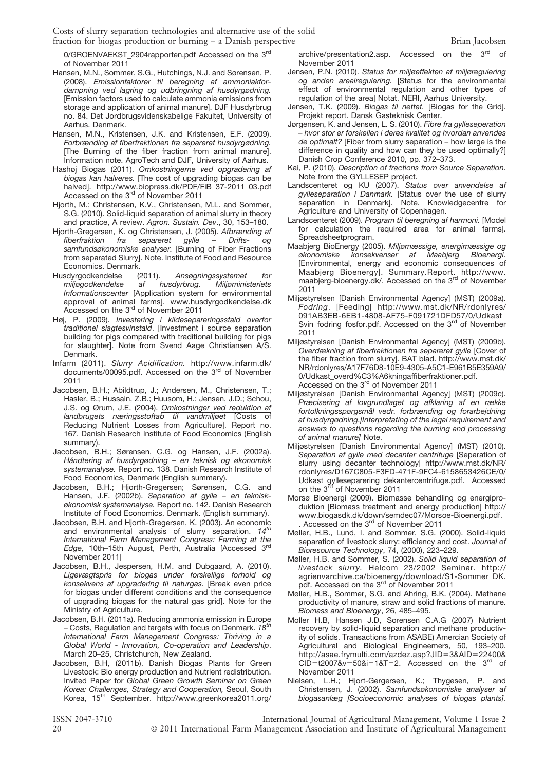0/GROENVAEKST_2904rapporten.pdf Accessed on the 3rd of November 2011

Hansen, M.N., Sommer, S.G., Hutchings, N.J. and Sørensen, P. (2008). *Emissionfaktorer til beregning af ammoniakfordampning ved lagring og udbringning af husdyrgødning.* [Emission factors used to calculate ammonia emissions from storage and application of animal manure]. DJF Husdyrbrug no. 84. Det Jordbrugsvidenskabelige Fakultet, University of Aarhus. Denmark.

Hansen, M.N., Kristensen, J.K. and Kristensen, E.F. (2009). *Forbrænding af fiberfraktionen fra separeret husdyrgødning.* [The Burning of the fiber fraction from animal manure]. Information note. AgroTech and DJF, University of Aarhus.

Hashøj Biogas (2011). *Omkostningerne ved opgradering af biogas kan halveres.* [The cost of upgrading biogas can be halved]. http://www.biopress.dk/PDF/FiB_37-2011_03.pdf Accessed on the 3rd of November 2011

Hjorth, M.; Christensen, K.V., Christensen, M.L. and Sommer, S.G. (2010). Solid-liquid separation of animal slurry in theory and practice, A review. *Agron. Sustain. Dev*., 30, 153–180.

Hjorth-Gregersen, K. og Christensen, J. (2005). *Afbrænding af fiberfraktion fra separeret gylle – Drifts- og samfundsøkonomiske analyser.* [Burning of Fiber Fractions from separated Slurry]. Note. Institute of Food and Resource Economics. Denmark.

Husdyrgodkendelse (2011). *Ansøgningssystemet for miljøgodkendelse af husdyrbrug. Miljøministeriets Informationscenter* [Application system for environmental approval of animal farms]. www.husdyrgodkendelse.dk Accessed on the 3rd of November 2011

Høj, P. (2009). *Investering i kildesepareringsstald overfor traditionel slagtesvinstald*. [Investment i source separation building for pigs compared with traditional building for pigs for slaughter]. Note from Svend Aage Christiansen A/S. Denmark.

Infarm (2011). *Slurry Acidification.* http://www.infarm.dk/documents/00095.pdf. Accessed on the 3rd of November 2011

Jacobsen, B.H.; Abildtrup, J.; Andersen, M., Christensen, T.; Hasler, B.; Hussain, Z.B.; Huusom, H.; Jensen, J.D.; Schou, J.S. og Ørum, J.E. (2004). *Omkostninger ved reduktion af landbrugets næringsstoftab til vandmiljøet* [Costs of Reducing Nutrient Losses from Agriculture]. Report no. 167. Danish Research Institute of Food Economics (English summary).

Jacobsen, B.H.; Sørensen, C.G. og Hansen, J.F. (2002a). *Håndtering af husdyrgødning – en teknisk og økonomisk systemanalyse.* Report no. 138. Danish Research Institute of Food Economics, Denmark (English summary).

Jacobsen, B.H.; Hjorth-Gregersen; Sørensen, C.G. and Hansen, J.F. (2002b). *Separation af gylle – en teknisk-økonomisk systemanalyse.* Report no. 142. Danish Research Institute of Food Economics. Denmark. (English summary).

Jacobsen, B.H. and Hjorth-Gregersen, K. (2003). An economic and environmental analysis of slurry separation. *14th International Farm Management Congress: Farming at the Edge,* 10th–15th August, Perth, Australia [Accessed 3rd November 2011]

Jacobsen, B.H., Jespersen, H.M. and Dubgaard, A. (2010). *Ligevægtspris for biogas under forskellige forhold og konsekvens af upgradering til naturgas.* [Break even price for biogas under different conditions and the consequence of upgrading biogas for the natural gas grid]. Note for the Ministry of Agriculture.

Jacobsen, B.H. (2011a). Reducing ammonia emission in Europe – Costs, Regulation and targets with focus on Denmark. *18th International Farm Management Congress: Thriving in a Global World - Innovation, Co-operation and Leadership*. March 20–25, Christchurch, New Zealand.

Jacobsen, B.H, (2011b). Danish Biogas Plants for Green Livestock: Bio energy production and Nutrient redistribution. Invited Paper for *Global Green Growth Seminar on Green Korea: Challenges, Strategy and Cooperation,* Seoul, South Korea, 15th September. http://www.greenkorea2011.org/archive/presentation2.asp. Accessed on the 3rd of November 2011

Jensen, P.N. (2010). *Status for miljøeffekten af miljøregulering og anden arealregulering.* [Status for the environmental effect of environmental regulation and other types of regulation of the area] Notat. NERI, Aarhus University.

Jensen, T.K. (2009). *Biogas til nettet.* [Biogas for the Grid]. Projekt report. Dansk Gasteknisk Center.

Jørgensen, K. and Jensen, L. S. (2010). *Fibre fra gylleseperation – hvor stor er forskellen i deres kvalitet og hvordan anvendes de optimalt?* [Fiber from slurry separation – how large is the difference in quality and how can they be used optimally?] Danish Crop Conference 2010, pp. 372–373.

Kai, P. (2010). *Description of fractions from Source Separation*. Note from the GYLLESEP project.

Landscenteret og KU (2007). *Status over anvendelse af gylleseparation i Danmark.* [Status over the use of slurry separation in Denmark]. Note. Knowledgecentre for Agriculture and University of Copenhagen.

Landscenteret (2009). *Program til beregning af harmoni.* [Model for calculation the required area for animal farms]. Spreadsheetprogram.

Maabjerg BioEnergy (2005). *Miljømæssige, energimæssige og økonomiske konsekvenser af Maabjerg Bioenergi.* [Environmental, energy and economic consequences of Maabjerg Bioenergy]. Summary.Report. http://www.maabjerg-bioenergy.dk/. Accessed on the 3rd of November 2011

Miljøstyrelsen [Danish Environmental Agency] (MST) (2009a). *Fodring.* [Feeding] http://www.mst.dk/NR/rdonlyres/091AB3EB-6EB1-4808-AF75-F091721DFD57/0/Udkast_Svin_fodring_fosfor.pdf. Accessed on the 3rd of November 2011

Miljøstyrelsen [Danish Environmental Agency] (MST) (2009b). *Overdækning af fiberfraktionen fra separeret gylle* [Cover of the fiber fraction from slurry]. BAT blad. http://www.mst.dk/NR/rdonlyres/A17F76D8-10E9-4305-A5C1-E961B5E359A9/0/Udkast_overd%C3%A6kningaffiberfraktioner.pdf. Accessed on the 3rd of November 2011

Miljøstyrelsen [Danish Environmental Agency] (MST) (2009c). *Præcisering af lovgrundlaget og afklaring af en række fortolkningsspørgsmål vedr. forbrænding og forarbejdning af husdyrgødning.[Interpretating of the legal requirement and answers to questions regarding the burning and processing of animal manure]* Note.

Miljøstyrelsen [Danish Environmental Agency] (MST) (2010). *Separation af gylle med decanter centrifuge* [Separation of slurry using decanter technology] http://www.mst.dk/NR/rdonlyres/D167C805-F3FD-471F-9FC4-6158653426CE/0/Udkast_gylleseparering_dekantercentrifuge.pdf. Accessed on the 3rd of November 2011

Morsø Bioenergi (2009). Biomasse behandling og energiproduktion [Biomass treatment and energy production] http://www.biogasdk.dk/down/semdec07/Morsoe-Bioenergi.pdf. . Accessed on the 3rd of November 2011

Møller, H.B., Lund, I. and Sommer, S.G. (2000). Solid-liquid separation of livestock slurry: efficiency and cost. *Journal of Bioresource Technology*, 74, (2000), 223–229.

Møller, H.B. and Sommer, S. (2002). *Solid liquid separation of livestock slurry.* Helcom 23/2002 Seminar. http://agrienvarchive.ca/bioenergy/download/S1-Sommer_DK.pdf. Accessed on the 3rd of November 2011

Møller, H.B., Sommer, S.G. and Ahring, B.K. (2004). Methane productivity of manure, straw and solid fractions of manure. *Biomass and Bioenergy*, 26, 485–495.

Moller H.B, Hansen J.D, Sorensen C.A.G (2007) Nutrient recovery by solid-liquid separation and methane productivity of solids. Transactions from ASABE) Amercian Society of Agricultural and Biological Engineemers, 50, 193–200. http://asae.frymulti.com/azdez.asp?JID=3&AID=22400&CID=t2007&v=50&i=1&T=2. Accessed on the 3rd of November 2011

Nielsen, L.H.; Hjort-Gergersen, K.; Thygesen, P. and Christensen, J. (2002). *Samfundsøkonomiske analyser af biogasanlæg [Socioeconomic analyses of biogas plants].*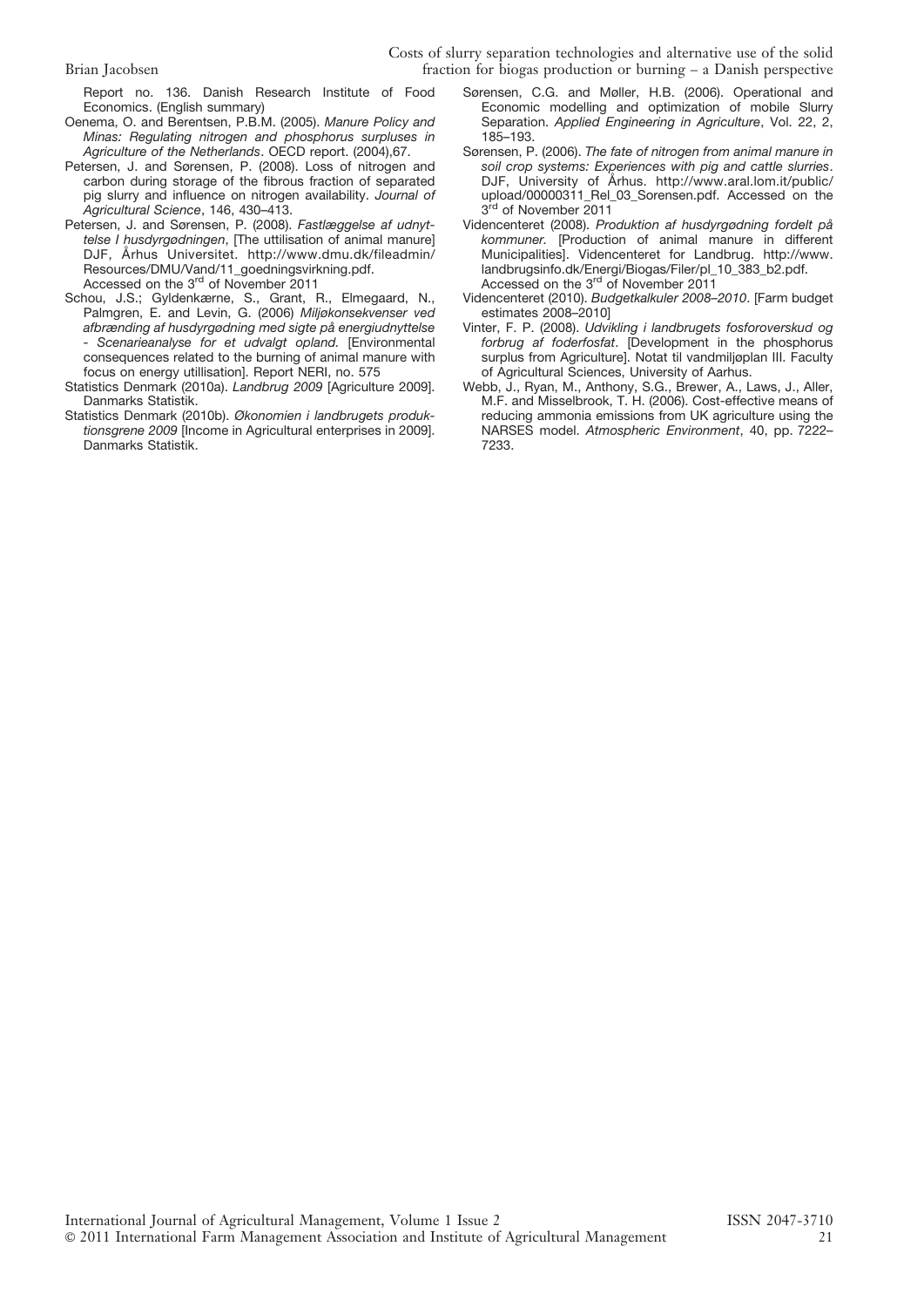Report no. 136. Danish Research Institute of Food Economics. (English summary)

Oenema, O. and Berentsen, P.B.M. (2005). *Manure Policy and Minas: Regulating nitrogen and phosphorus surpluses in Agriculture of the Netherlands*. OECD report. (2004),67.

Petersen, J. and Sørensen, P. (2008). Loss of nitrogen and carbon during storage of the fibrous fraction of separated pig slurry and influence on nitrogen availability. *Journal of Agricultural Science*, 146, 430–413.

Petersen, J. and Sørensen, P. (2008). *Fastlæggelse af udnyttelse I husdyrgødningen*, [The uttilisation of animal manure] DJF, Århus Universitet. http://www.dmu.dk/fileadmin/Resources/DMU/Vand/11_goedningsvirkning.pdf. Accessed on the 3rd of November 2011

Schou, J.S.; Gyldenkærne, S., Grant, R., Elmegaard, N., Palmgren, E. and Levin, G. (2006) *Miljøkonsekvenser ved afbrænding af husdyrgødning med sigte på energiudnyttelse - Scenarieanalyse for et udvalgt opland*. [Environmental consequences related to the burning of animal manure with focus on energy utillisation]. Report NERI, no. 575

Statistics Denmark (2010a). *Landbrug 2009* [Agriculture 2009]. Danmarks Statistik.

Statistics Denmark (2010b). *Økonomien i landbrugets produktionsgrene 2009* [Income in Agricultural enterprises in 2009]. Danmarks Statistik.

Sørensen, C.G. and Møller, H.B. (2006). Operational and Economic modelling and optimization of mobile Slurry Separation. *Applied Engineering in Agriculture*, Vol. 22, 2, 185–193.

Sørensen, P. (2006). *The fate of nitrogen from animal manure in soil crop systems: Experiences with pig and cattle slurries*. DJF, University of Århus. http://www.aral.lom.it/public/upload/00000311_Rel_03_Sorensen.pdf. Accessed on the 3rd of November 2011

Videncenteret (2008). *Produktion af husdyrgødning fordelt på kommuner*. [Production of animal manure in different Municipalities]. Videncenteret for Landbrug. http://www.landbrugsinfo.dk/Energi/Biogas/Filer/pl_10_383_b2.pdf. Accessed on the 3rd of November 2011

Videncenteret (2010). *Budgetkalkuler 2008–2010*. [Farm budget estimates 2008–2010]

Vinter, F. P. (2008). *Udvikling i landbrugets fosforoverskud og forbrug af foderfosfat*. [Development in the phosphorus surplus from Agriculture]. Notat til vandmiljøplan III. Faculty of Agricultural Sciences, University of Aarhus.

Webb, J., Ryan, M., Anthony, S.G., Brewer, A., Laws, J., Aller, M.F. and Misselbrook, T. H. (2006). Cost-effective means of reducing ammonia emissions from UK agriculture using the NARSES model. *Atmospheric Environment*, 40, pp. 7222–7233.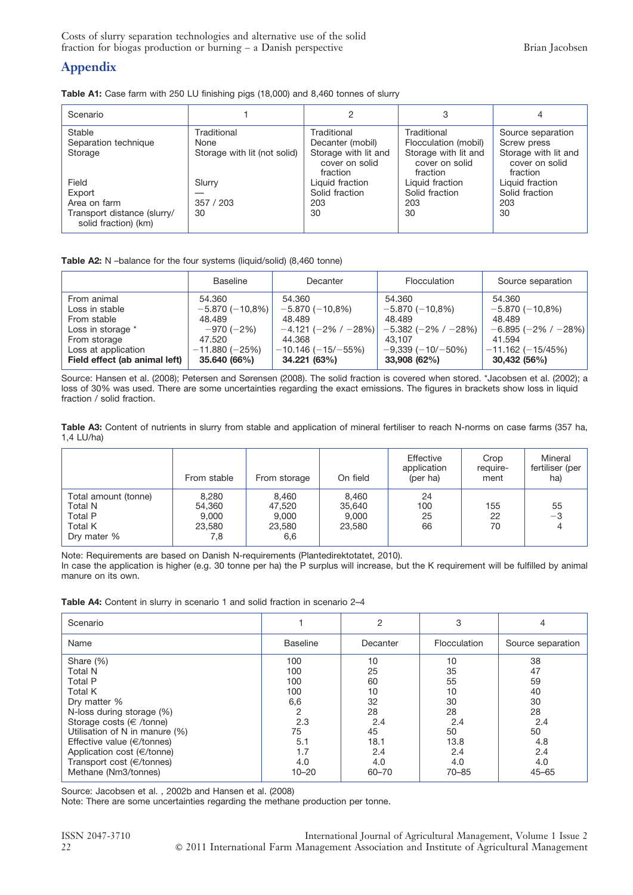## Appendix

**Table A1:** Case farm with 250 LU finishing pigs (18,000) and 8,460 tonnes of slurry

| Scenario | 1 | 2 | 3 | 4 |
|---|---|---|---|---|
| Stable | Traditional | Traditional | Traditional | Source separation |
| Separation technique | None | Decanter (mobil) | Flocculation (mobil) | Screw press |
| Storage | Storage with lit (not solid) | Storage with lit and cover on solid fraction | Storage with lit and cover on solid fraction | Storage with lit and cover on solid fraction |
| Field | Slurry | Liquid fraction | Liquid fraction | Liquid fraction |
| Export | — | Solid fraction | Solid fraction | Solid fraction |
| Area on farm | 357 / 203 | 203 | 203 | 203 |
| Transport distance (slurry/ solid fraction) (km) | 30 | 30 | 30 | 30 |

**Table A2:** N –balance for the four systems (liquid/solid) (8,460 tonne)

| | Baseline | Decanter | Flocculation | Source separation |
|---|---|---|---|---|
| From animal | 54.360 | 54.360 | 54.360 | 54.360 |
| Loss in stable | −5.870 (−10,8%) | −5.870 (−10,8%) | −5.870 (−10,8%) | −5.870 (−10,8%) |
| From stable | 48.489 | 48.489 | 48.489 | 48.489 |
| Loss in storage * | −970 (−2%) | −4.121 (−2% / −28%) | −5.382 (−2% / −28%) | −6.895 (−2% / −28%) |
| From storage | 47.520 | 44.368 | 43,107 | 41.594 |
| Loss at application | −11.880 (−25%) | −10.146 (−15/−55%) | −9,339 (−10/−50%) | −11.162 (−15/45%) |
| **Field effect (ab animal left)** | **35.640 (66%)** | **34.221 (63%)** | **33,908 (62%)** | **30,432 (56%)** |

Source: Hansen et al. (2008); Petersen and Sørensen (2008). The solid fraction is covered when stored. *Jacobsen et al. (2002); a loss of 30% was used. There are some uncertainties regarding the exact emissions. The figures in brackets show loss in liquid fraction / solid fraction.

**Table A3:** Content of nutrients in slurry from stable and application of mineral fertiliser to reach N-norms on case farms (357 ha, 1,4 LU/ha)

| | From stable | From storage | On field | Effective application (per ha) | Crop require-ment | Mineral fertiliser (per ha) |
|---|---|---|---|---|---|---|
| Total amount (tonne) | 8,280 | 8,460 | 8,460 | 24 | | |
| Total N | 54,360 | 47,520 | 35,640 | 100 | 155 | 55 |
| Total P | 9,000 | 9,000 | 9,000 | 25 | 22 | −3 |
| Total K | 23,580 | 23,580 | 23,580 | 66 | 70 | 4 |
| Dry mater % | 7,8 | 6,6 | | | | |

Note: Requirements are based on Danish N-requirements (Plantedirektotatet, 2010).
In case the application is higher (e.g. 30 tonne per ha) the P surplus will increase, but the K requirement will be fulfilled by animal manure on its own.

**Table A4:** Content in slurry in scenario 1 and solid fraction in scenario 2–4

| Scenario | 1 | 2 | 3 | 4 |
|---|---|---|---|---|
| Name | Baseline | Decanter | Flocculation | Source separation |
| Share (%) | 100 | 10 | 10 | 38 |
| Total N | 100 | 25 | 35 | 47 |
| Total P | 100 | 60 | 55 | 59 |
| Total K | 100 | 10 | 10 | 40 |
| Dry matter % | 6,6 | 32 | 30 | 30 |
| N-loss during storage (%) | 2 | 28 | 28 | 28 |
| Storage costs (€ /tonne) | 2.3 | 2.4 | 2.4 | 2.4 |
| Utilisation of N in manure (%) | 75 | 45 | 50 | 50 |
| Effective value (€/tonnes) | 5.1 | 18.1 | 13.8 | 4.8 |
| Application cost (€/tonne) | 1.7 | 2.4 | 2.4 | 2.4 |
| Transport cost (€/tonnes) | 4.0 | 4.0 | 4.0 | 4.0 |
| Methane (Nm3/tonnes) | 10–20 | 60–70 | 70–85 | 45–65 |

Source: Jacobsen et al. , 2002b and Hansen et al. (2008)
Note: There are some uncertainties regarding the methane production per tonne.